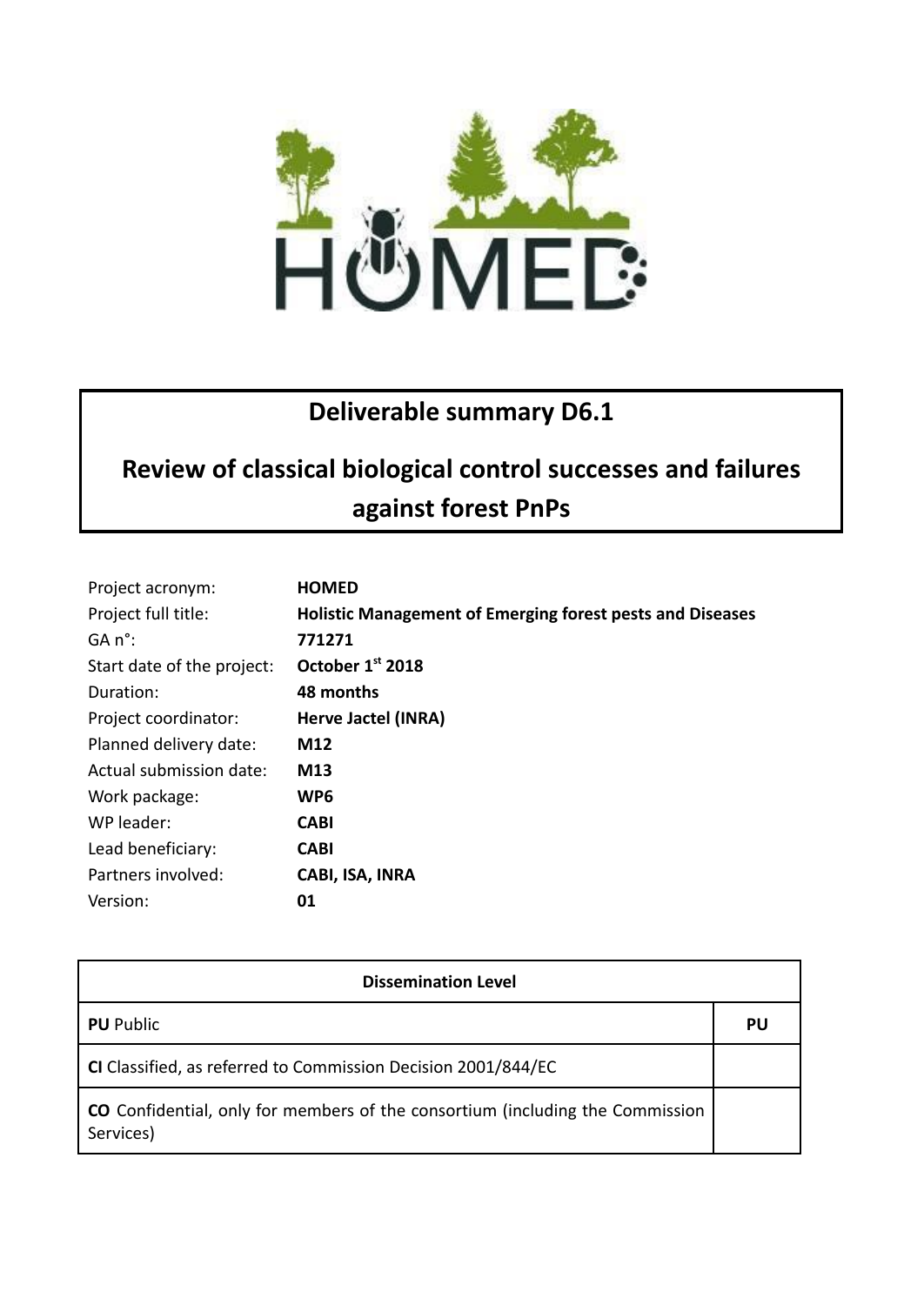# Deliverable summary D6.1

## Review of classical biological control successes and failures against forest PnPs

| | |
|---|---|
| Project acronym: | **HOMED** |
| Project full title: | **Holistic Management of Emerging forest pests and Diseases** |
| GA n°: | **771271** |
| Start date of the project: | **October 1st 2018** |
| Duration: | **48 months** |
| Project coordinator: | **Herve Jactel (INRA)** |
| Planned delivery date: | **M12** |
| Actual submission date: | **M13** |
| Work package: | **WP6** |
| WP leader: | **CABI** |
| Lead beneficiary: | **CABI** |
| Partners involved: | **CABI, ISA, INRA** |
| Version: | **01** |

| **Dissemination Level** | |
|---|---|
| **PU** Public | **PU** |
| **CI** Classified, as referred to Commission Decision 2001/844/EC | |
| **CO** Confidential, only for members of the consortium (including the Commission Services) | |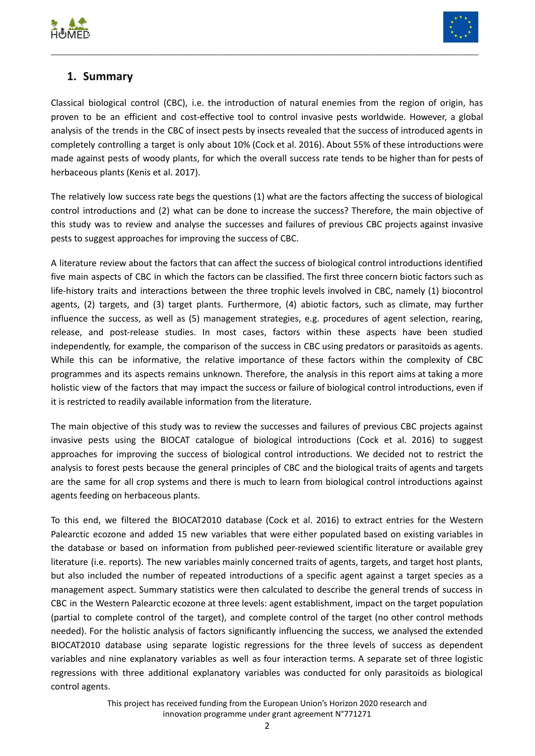## 1. Summary

Classical biological control (CBC), i.e. the introduction of natural enemies from the region of origin, has proven to be an efficient and cost-effective tool to control invasive pests worldwide. However, a global analysis of the trends in the CBC of insect pests by insects revealed that the success of introduced agents in completely controlling a target is only about 10% (Cock et al. 2016). About 55% of these introductions were made against pests of woody plants, for which the overall success rate tends to be higher than for pests of herbaceous plants (Kenis et al. 2017).

The relatively low success rate begs the questions (1) what are the factors affecting the success of biological control introductions and (2) what can be done to increase the success? Therefore, the main objective of this study was to review and analyse the successes and failures of previous CBC projects against invasive pests to suggest approaches for improving the success of CBC.

A literature review about the factors that can affect the success of biological control introductions identified five main aspects of CBC in which the factors can be classified. The first three concern biotic factors such as life-history traits and interactions between the three trophic levels involved in CBC, namely (1) biocontrol agents, (2) targets, and (3) target plants. Furthermore, (4) abiotic factors, such as climate, may further influence the success, as well as (5) management strategies, e.g. procedures of agent selection, rearing, release, and post-release studies. In most cases, factors within these aspects have been studied independently, for example, the comparison of the success in CBC using predators or parasitoids as agents. While this can be informative, the relative importance of these factors within the complexity of CBC programmes and its aspects remains unknown. Therefore, the analysis in this report aims at taking a more holistic view of the factors that may impact the success or failure of biological control introductions, even if it is restricted to readily available information from the literature.

The main objective of this study was to review the successes and failures of previous CBC projects against invasive pests using the BIOCAT catalogue of biological introductions (Cock et al. 2016) to suggest approaches for improving the success of biological control introductions. We decided not to restrict the analysis to forest pests because the general principles of CBC and the biological traits of agents and targets are the same for all crop systems and there is much to learn from biological control introductions against agents feeding on herbaceous plants.

To this end, we filtered the BIOCAT2010 database (Cock et al. 2016) to extract entries for the Western Palearctic ecozone and added 15 new variables that were either populated based on existing variables in the database or based on information from published peer-reviewed scientific literature or available grey literature (i.e. reports). The new variables mainly concerned traits of agents, targets, and target host plants, but also included the number of repeated introductions of a specific agent against a target species as a management aspect. Summary statistics were then calculated to describe the general trends of success in CBC in the Western Palearctic ecozone at three levels: agent establishment, impact on the target population (partial to complete control of the target), and complete control of the target (no other control methods needed). For the holistic analysis of factors significantly influencing the success, we analysed the extended BIOCAT2010 database using separate logistic regressions for the three levels of success as dependent variables and nine explanatory variables as well as four interaction terms. A separate set of three logistic regressions with three additional explanatory variables was conducted for only parasitoids as biological control agents.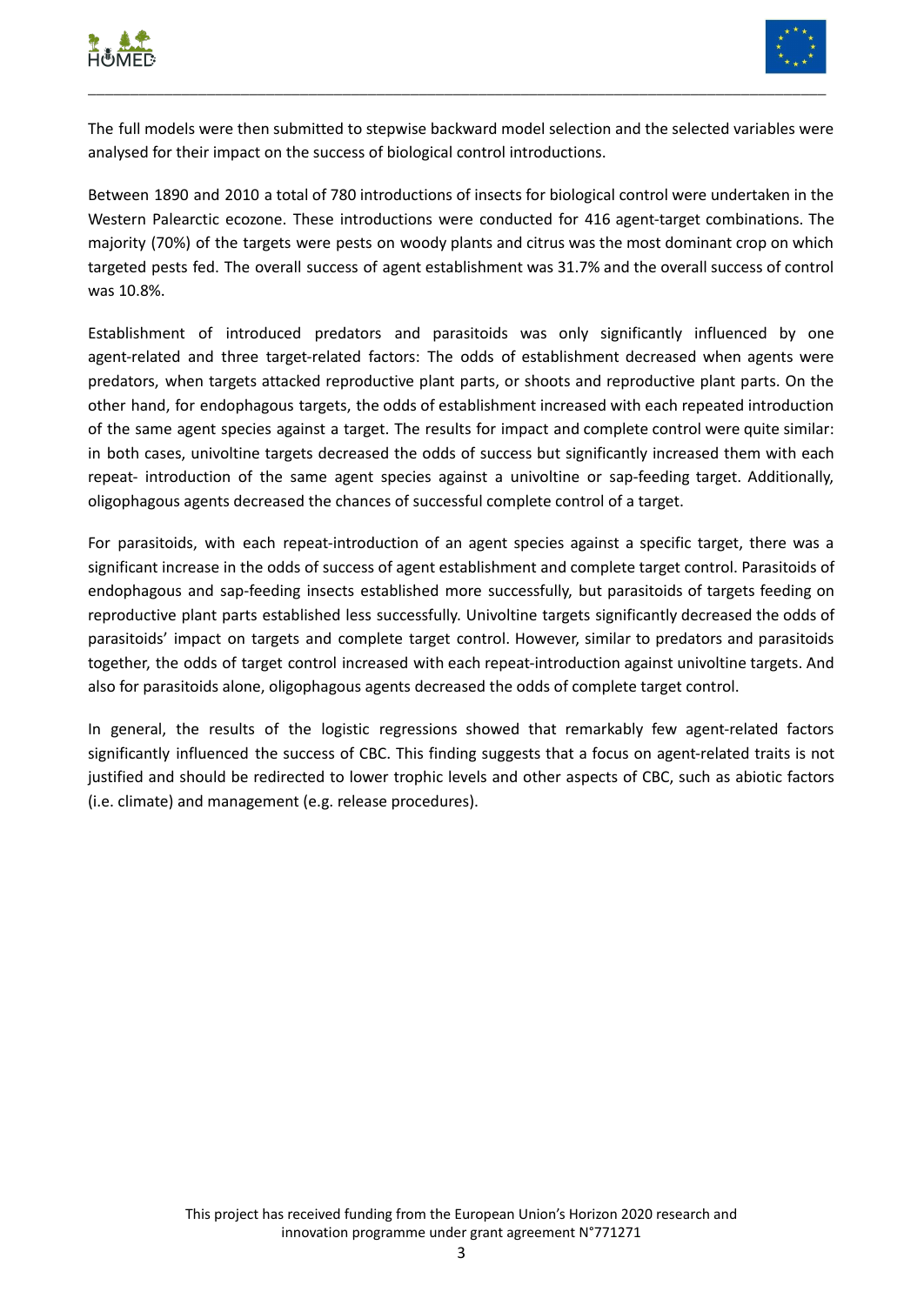The full models were then submitted to stepwise backward model selection and the selected variables were analysed for their impact on the success of biological control introductions.

Between 1890 and 2010 a total of 780 introductions of insects for biological control were undertaken in the Western Palearctic ecozone. These introductions were conducted for 416 agent-target combinations. The majority (70%) of the targets were pests on woody plants and citrus was the most dominant crop on which targeted pests fed. The overall success of agent establishment was 31.7% and the overall success of control was 10.8%.

Establishment of introduced predators and parasitoids was only significantly influenced by one agent-related and three target-related factors: The odds of establishment decreased when agents were predators, when targets attacked reproductive plant parts, or shoots and reproductive plant parts. On the other hand, for endophagous targets, the odds of establishment increased with each repeated introduction of the same agent species against a target. The results for impact and complete control were quite similar: in both cases, univoltine targets decreased the odds of success but significantly increased them with each repeat- introduction of the same agent species against a univoltine or sap-feeding target. Additionally, oligophagous agents decreased the chances of successful complete control of a target.

For parasitoids, with each repeat-introduction of an agent species against a specific target, there was a significant increase in the odds of success of agent establishment and complete target control. Parasitoids of endophagous and sap-feeding insects established more successfully, but parasitoids of targets feeding on reproductive plant parts established less successfully. Univoltine targets significantly decreased the odds of parasitoids' impact on targets and complete target control. However, similar to predators and parasitoids together, the odds of target control increased with each repeat-introduction against univoltine targets. And also for parasitoids alone, oligophagous agents decreased the odds of complete target control.

In general, the results of the logistic regressions showed that remarkably few agent-related factors significantly influenced the success of CBC. This finding suggests that a focus on agent-related traits is not justified and should be redirected to lower trophic levels and other aspects of CBC, such as abiotic factors (i.e. climate) and management (e.g. release procedures).